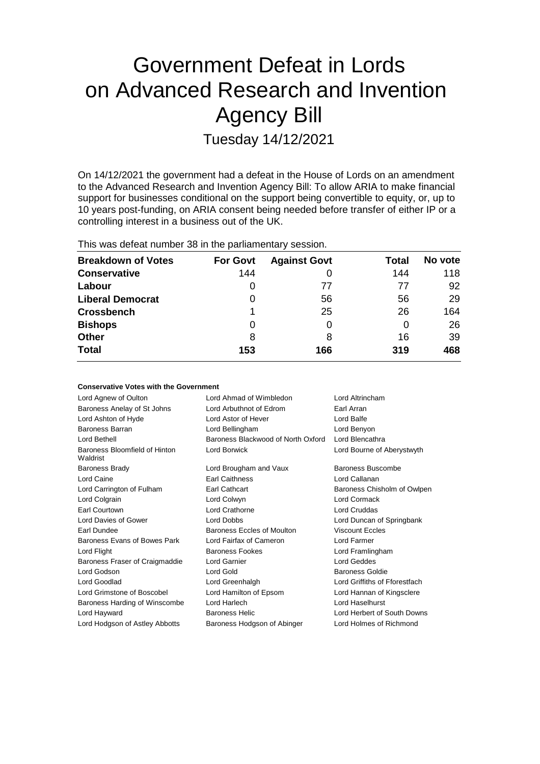# Government Defeat in Lords on Advanced Research and Invention Agency Bill

Tuesday 14/12/2021

On 14/12/2021 the government had a defeat in the House of Lords on an amendment to the Advanced Research and Invention Agency Bill: To allow ARIA to make financial support for businesses conditional on the support being convertible to equity, or, up to 10 years post-funding, on ARIA consent being needed before transfer of either IP or a controlling interest in a business out of the UK.

This was defeat number 38 in the parliamentary session.

| Breakdown of Votes | For Govt | Against Govt | Total | No vote |
|---|---|---|---|---|
| Conservative | 144 | 0 | 144 | 118 |
| Labour | 0 | 77 | 77 | 92 |
| Liberal Democrat | 0 | 56 | 56 | 29 |
| Crossbench | 1 | 25 | 26 | 164 |
| Bishops | 0 | 0 | 0 | 26 |
| Other | 8 | 8 | 16 | 39 |
| Total | 153 | 166 | 319 | 468 |

### Conservative Votes with the Government

| | | |
|---|---|---|
| Lord Agnew of Oulton | Lord Ahmad of Wimbledon | Lord Altrincham |
| Baroness Anelay of St Johns | Lord Arbuthnot of Edrom | Earl Arran |
| Lord Ashton of Hyde | Lord Astor of Hever | Lord Balfe |
| Baroness Barran | Lord Bellingham | Lord Benyon |
| Lord Bethell | Baroness Blackwood of North Oxford | Lord Blencathra |
| Baroness Bloomfield of Hinton Waldrist | Lord Borwick | Lord Bourne of Aberystwyth |
| Baroness Brady | Lord Brougham and Vaux | Baroness Buscombe |
| Lord Caine | Earl Caithness | Lord Callanan |
| Lord Carrington of Fulham | Earl Cathcart | Baroness Chisholm of Owlpen |
| Lord Colgrain | Lord Colwyn | Lord Cormack |
| Earl Courtown | Lord Crathorne | Lord Cruddas |
| Lord Davies of Gower | Lord Dobbs | Lord Duncan of Springbank |
| Earl Dundee | Baroness Eccles of Moulton | Viscount Eccles |
| Baroness Evans of Bowes Park | Lord Fairfax of Cameron | Lord Farmer |
| Lord Flight | Baroness Fookes | Lord Framlingham |
| Baroness Fraser of Craigmaddie | Lord Garnier | Lord Geddes |
| Lord Godson | Lord Gold | Baroness Goldie |
| Lord Goodlad | Lord Greenhalgh | Lord Griffiths of Fforestfach |
| Lord Grimstone of Boscobel | Lord Hamilton of Epsom | Lord Hannan of Kingsclere |
| Baroness Harding of Winscombe | Lord Harlech | Lord Haselhurst |
| Lord Hayward | Baroness Helic | Lord Herbert of South Downs |
| Lord Hodgson of Astley Abbotts | Baroness Hodgson of Abinger | Lord Holmes of Richmond |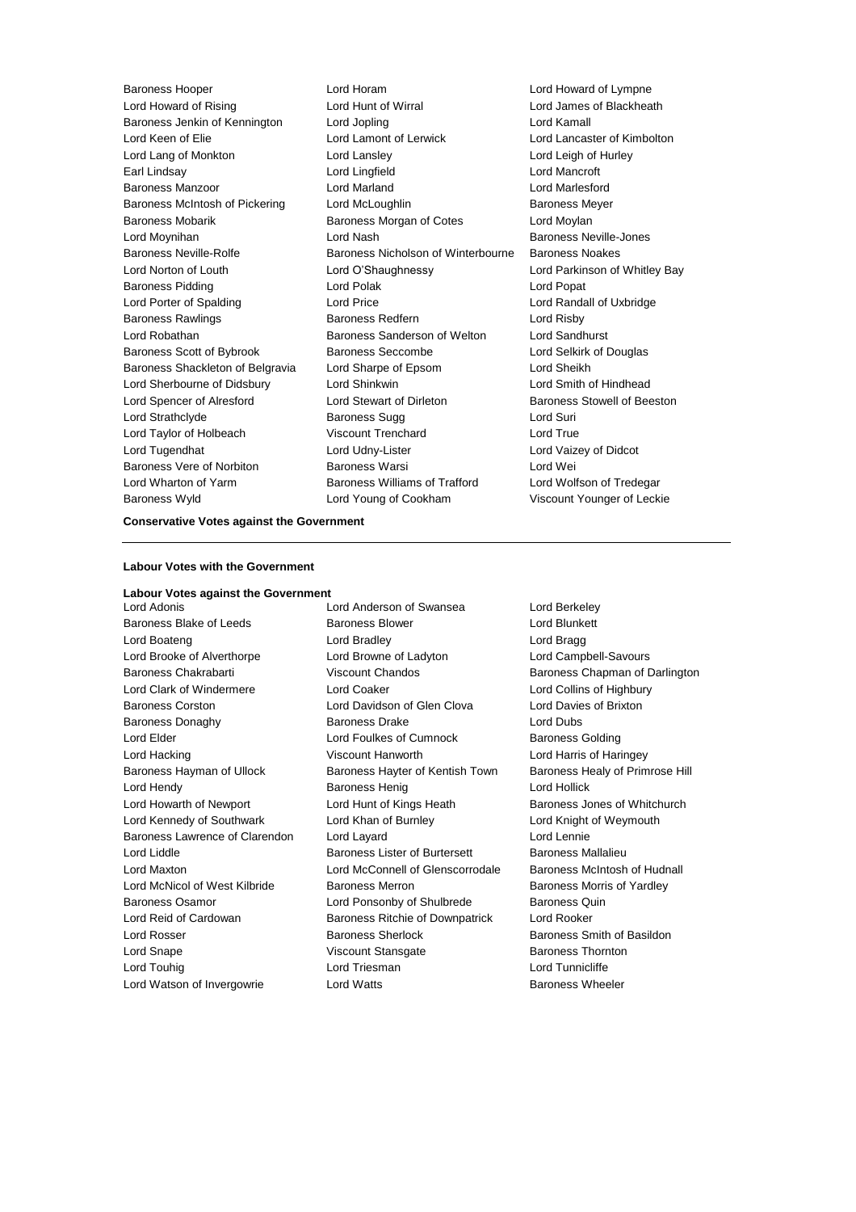Baroness Hooper
Lord Horam
Lord Howard of Lympne
Lord Howard of Rising
Lord Hunt of Wirral
Lord James of Blackheath
Baroness Jenkin of Kennington
Lord Jopling
Lord Kamall
Lord Keen of Elie
Lord Lamont of Lerwick
Lord Lancaster of Kimbolton
Lord Lang of Monkton
Lord Lansley
Lord Leigh of Hurley
Earl Lindsay
Lord Lingfield
Lord Mancroft
Baroness Manzoor
Lord Marland
Lord Marlesford
Baroness McIntosh of Pickering
Lord McLoughlin
Baroness Meyer
Baroness Mobarik
Baroness Morgan of Cotes
Lord Moylan
Lord Moynihan
Lord Nash
Baroness Neville-Jones
Baroness Neville-Rolfe
Baroness Nicholson of Winterbourne
Baroness Noakes
Lord Norton of Louth
Lord O'Shaughnessy
Lord Parkinson of Whitley Bay
Baroness Pidding
Lord Polak
Lord Popat
Lord Porter of Spalding
Lord Price
Lord Randall of Uxbridge
Baroness Rawlings
Baroness Redfern
Lord Risby
Lord Robathan
Baroness Sanderson of Welton
Lord Sandhurst
Baroness Scott of Bybrook
Baroness Seccombe
Lord Selkirk of Douglas
Baroness Shackleton of Belgravia
Lord Sharpe of Epsom
Lord Sheikh
Lord Sherbourne of Didsbury
Lord Shinkwin
Lord Smith of Hindhead
Lord Spencer of Alresford
Lord Stewart of Dirleton
Baroness Stowell of Beeston
Lord Strathclyde
Baroness Sugg
Lord Suri
Lord Taylor of Holbeach
Viscount Trenchard
Lord True
Lord Tugendhat
Lord Udny-Lister
Lord Vaizey of Didcot
Baroness Vere of Norbiton
Baroness Warsi
Lord Wei
Lord Wharton of Yarm
Baroness Williams of Trafford
Lord Wolfson of Tredegar
Baroness Wyld
Lord Young of Cookham
Viscount Younger of Leckie

**Conservative Votes against the Government**

---

**Labour Votes with the Government**

**Labour Votes against the Government**

Lord Adonis
Lord Anderson of Swansea
Lord Berkeley
Baroness Blake of Leeds
Baroness Blower
Lord Blunkett
Lord Boateng
Lord Bradley
Lord Bragg
Lord Brooke of Alverthorpe
Lord Browne of Ladyton
Lord Campbell-Savours
Baroness Chakrabarti
Viscount Chandos
Baroness Chapman of Darlington
Lord Clark of Windermere
Lord Coaker
Lord Collins of Highbury
Baroness Corston
Lord Davidson of Glen Clova
Lord Davies of Brixton
Baroness Donaghy
Baroness Drake
Lord Dubs
Lord Elder
Lord Foulkes of Cumnock
Baroness Golding
Lord Hacking
Viscount Hanworth
Lord Harris of Haringey
Baroness Hayman of Ullock
Baroness Hayter of Kentish Town
Baroness Healy of Primrose Hill
Lord Hendy
Baroness Henig
Lord Hollick
Lord Howarth of Newport
Lord Hunt of Kings Heath
Baroness Jones of Whitchurch
Lord Kennedy of Southwark
Lord Khan of Burnley
Lord Knight of Weymouth
Baroness Lawrence of Clarendon
Lord Layard
Lord Lennie
Lord Liddle
Baroness Lister of Burtersett
Baroness Mallalieu
Lord Maxton
Lord McConnell of Glenscorrodale
Baroness McIntosh of Hudnall
Lord McNicol of West Kilbride
Baroness Merron
Baroness Morris of Yardley
Baroness Osamor
Lord Ponsonby of Shulbrede
Baroness Quin
Lord Reid of Cardowan
Baroness Ritchie of Downpatrick
Lord Rooker
Lord Rosser
Baroness Sherlock
Baroness Smith of Basildon
Lord Snape
Viscount Stansgate
Baroness Thornton
Lord Touhig
Lord Triesman
Lord Tunnicliffe
Lord Watson of Invergowrie
Lord Watts
Baroness Wheeler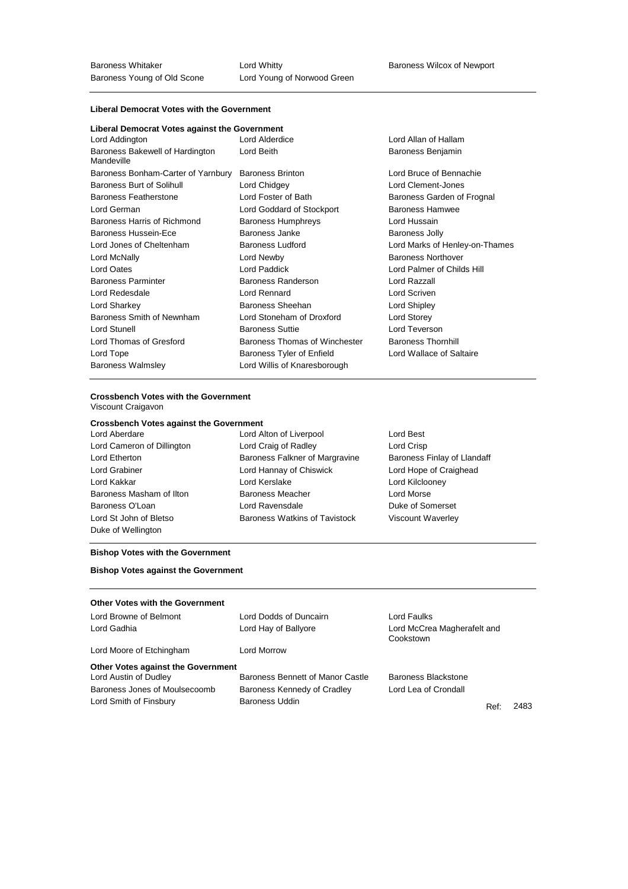| | | |
|---|---|---|
| Baroness Whitaker | Lord Whitty | Baroness Wilcox of Newport |
| Baroness Young of Old Scone | Lord Young of Norwood Green | |

**Liberal Democrat Votes with the Government**

**Liberal Democrat Votes against the Government**

| | | |
|---|---|---|
| Lord Addington | Lord Alderdice | Lord Allan of Hallam |
| Baroness Bakewell of Hardington Mandeville | Lord Beith | Baroness Benjamin |
| Baroness Bonham-Carter of Yarnbury | Baroness Brinton | Lord Bruce of Bennachie |
| Baroness Burt of Solihull | Lord Chidgey | Lord Clement-Jones |
| Baroness Featherstone | Lord Foster of Bath | Baroness Garden of Frognal |
| Lord German | Lord Goddard of Stockport | Baroness Hamwee |
| Baroness Harris of Richmond | Baroness Humphreys | Lord Hussain |
| Baroness Hussein-Ece | Baroness Janke | Baroness Jolly |
| Lord Jones of Cheltenham | Baroness Ludford | Lord Marks of Henley-on-Thames |
| Lord McNally | Lord Newby | Baroness Northover |
| Lord Oates | Lord Paddick | Lord Palmer of Childs Hill |
| Baroness Parminter | Baroness Randerson | Lord Razzall |
| Lord Redesdale | Lord Rennard | Lord Scriven |
| Lord Sharkey | Baroness Sheehan | Lord Shipley |
| Baroness Smith of Newnham | Lord Stoneham of Droxford | Lord Storey |
| Lord Stunell | Baroness Suttie | Lord Teverson |
| Lord Thomas of Gresford | Baroness Thomas of Winchester | Baroness Thornhill |
| Lord Tope | Baroness Tyler of Enfield | Lord Wallace of Saltaire |
| Baroness Walmsley | Lord Willis of Knaresborough | |

**Crossbench Votes with the Government**

Viscount Craigavon

**Crossbench Votes against the Government**

| | | |
|---|---|---|
| Lord Aberdare | Lord Alton of Liverpool | Lord Best |
| Lord Cameron of Dillington | Lord Craig of Radley | Lord Crisp |
| Lord Etherton | Baroness Falkner of Margravine | Baroness Finlay of Llandaff |
| Lord Grabiner | Lord Hannay of Chiswick | Lord Hope of Craighead |
| Lord Kakkar | Lord Kerslake | Lord Kilclooney |
| Baroness Masham of Ilton | Baroness Meacher | Lord Morse |
| Baroness O'Loan | Lord Ravensdale | Duke of Somerset |
| Lord St John of Bletso | Baroness Watkins of Tavistock | Viscount Waverley |
| Duke of Wellington | | |

**Bishop Votes with the Government**

**Bishop Votes against the Government**

**Other Votes with the Government**

| | | |
|---|---|---|
| Lord Browne of Belmont | Lord Dodds of Duncairn | Lord Faulks |
| Lord Gadhia | Lord Hay of Ballyore | Lord McCrea Magherafelt and Cookstown |
| Lord Moore of Etchingham | Lord Morrow | |

**Other Votes against the Government**

| | | |
|---|---|---|
| Lord Austin of Dudley | Baroness Bennett of Manor Castle | Baroness Blackstone |
| Baroness Jones of Moulsecoomb | Baroness Kennedy of Cradley | Lord Lea of Crondall |
| Lord Smith of Finsbury | Baroness Uddin | |

Ref: 2483